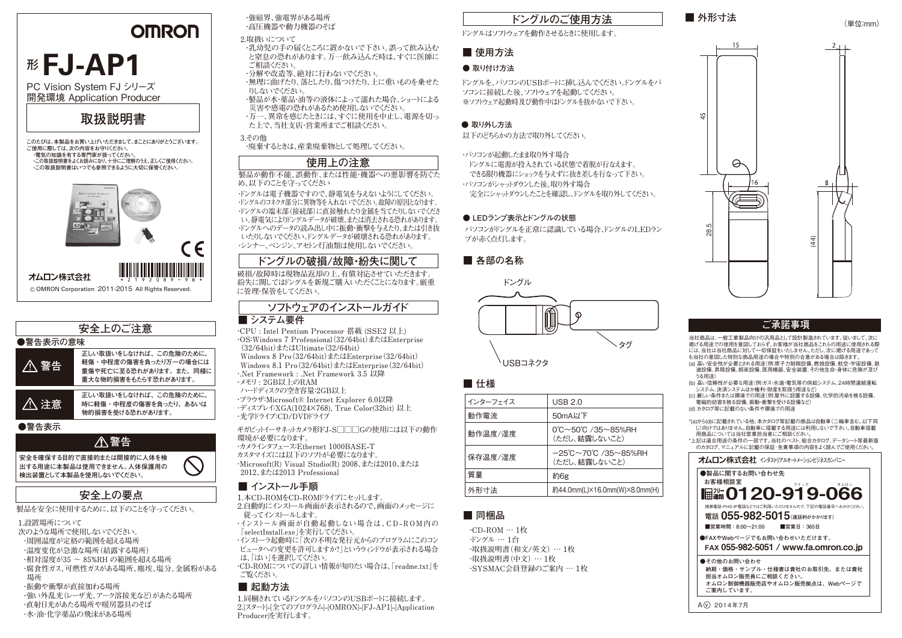OMRON

# 形 FJ-AP1

PC Vision System FJ シリーズ
開発環境 Application Producer

## 取扱説明書

このたびは、本製品をお買い上げいただきまして、まことにありがとうございます。
ご使用に際しては、次の内容をお守りください。
・電気の知識を有する専門家が扱ってください。
・この取扱説明書をよく読み、十分にご理解のうえ、正しくご使用ください。
・この取扱説明書はいつでも参照できるように大切に保管ください。

オムロン株式会社

© OMRON Corporation 2011-2015 All Rights Reserved.

## 安全上のご注意

### ●警告表示の意味

| | |
|---|---|
| ⚠ 警告 | 正しい取扱いをしなければ、この危険のために、軽傷・中程度の傷害を負ったり万一の場合には重傷や死亡に至る恐れがあります。また、同様に重大な物的損害をもたらす恐れがあります。 |
| ⚠ 注意 | 正しい取扱いをしなければ、この危険のために、時に軽傷・中程度の傷害を負ったり、あるいは物的損害を受ける恐れがあります。 |

### ●警告表示

**⚠ 警告**

安全を確保する目的で直接的または間接的に人体を検出する用途に本製品は使用できません。人体保護用の検出装置として本製品を使用しないでください。

## 安全上の要点

製品を安全に使用するために、以下のことを守ってください。

1.設置場所について
次のような場所で使用しないでください。
・周囲温度が定格の範囲を超える場所
・温度変化が急激な場所(結露する場所)
・相対湿度が35 ～ 85%RH の範囲を超える場所
・腐食性ガス、可燃性ガスがある場所、塵埃、塩分、金属粉がある場所
・振動や衝撃が直接加わる場所
・強い外乱光(レーザ光、アーク溶接光など)があたる場所
・直射日光があたる場所や暖房器具のそば
・水・油・化学薬品の飛沫がある場所
・強磁界、強電界がある場所
・高圧機器や動力機器のそば

2.取扱いについて
・乳幼児の手の届くところに置かないで下さい。誤って飲み込むと窒息の恐れがあります。万一飲み込んだ時は、すぐに医師にご相談ください。
・分解や改造等、絶対に行わないでください。
・無理に曲げたり、落としたり、傷つけたり、上に重いものを乗せたりしないでください。
・製品が水・薬品・油等の液体によって濡れた場合、ショートによる災害や感電の恐れがあるため使用しないでください。
・万一、異常を感じたときには、すぐに使用を中止し、電源を切った上で、当社支店・営業所までご相談ください。

3.その他
・廃棄するときは、産業廃棄物として処理してください。

## 使用上の注意

製品が動作不能、誤動作、または性能・機器への悪影響を防ぐため、以下のことを守ってください
・ドングルは電子機器ですので、静電気を与えないようにしてください。
・ドングルのコネクタ部分に異物等を入れないでください。故障の原因となります。
・ドングルの端末部(接続部)に直接触れたり金属を当てたりしないでください。静電気によりドングルデータが破壊、または消去される恐れがあります。
・ドングルへのデータの読み出し中に振動・衝撃を与えたり、または引き抜いたりしないでください。ドングルデータが破壊される恐れがあります。
・シンナー、ベンジン、アセトン灯油類は使用しないでください。

## ドングルの破損/故障・紛失に関して

破損/故障時は現物品返却の上、有償対応させていただきます。紛失に関してはドングルを新規ご購入いただくことになります。厳重に管理・保管をしてください。

## ソフトウェアのインストールガイド

### ■ システム要件

・CPU : Intel Pentium Processor 搭載 (SSE2 以上)
・OS:Windows 7 Professional(32/64bit)またはEnterprise(32/64bit)またはUltimate(32/64bit)
 Windows 8 Pro(32/64bit)またはEnterprise(32/64bit)
 Windows 8.1 Pro(32/64bit)またはEnterprise(32/64bit)
・.Net Framework : .Net Framework 3.5 以降
・メモリ : 2GB以上のRAM
 ハードディスクの空き容量:2GB以上
・ブラウザ:Microsoft® Internet Explorer 6.0以降
・ディスプレイ:XGA(1024×768), True Color(32bit) 以上
・光学ドライブ:CD/DVDドライブ

ギガビットイーサーネットカメラ形FJ-S□□□Gの使用には以下の動作環境が必要になります。
・カメラインタフェース:Ethernet 1000BASE-T
カスタマイズには以下のソフトが必要になります。
・Microsoft(R) Visual Studio(R) 2008、または2010、または2012、または2013 Professional

### ■ インストール手順

1.本CD-ROMをCD-ROMドライブにセットします。
2.自動的にインストール画面が表示されるので、画面のメッセージに従ってインストールします。
・インストール画面が自動起動しない場合は、CD-ROM内の「selectInstall.exe」を実行してください。
・インストーラ起動時に「次の不明な発行元からのプログラムにこのコンピュータへの変更を許可しますか?」というウィンドウが表示される場合は、「はい」を選択してください。
・CD-ROMについての詳しい情報が知りたい場合は、「readme.txt」をご覧ください。

### ■ 起動方法

1.同梱されているドングルをパソコンのUSBポートに接続します。
2.[スタート]-[全てのプログラム]-[OMRON]-[FJ-AP1]-[Application Producer]を実行します。

## ドングルのご使用方法

ドングルはソフトウェアを動作させるときに使用します。

### ■ 使用方法

#### ● 取り付け方法

ドングルを、パソコンのUSBポートに挿し込んでください。ドングルをパソコンに接続した後、ソフトウェアを起動してください。
※ソフトウェア起動時及び動作中はドングルを抜かないで下さい。

#### ● 取り外し方法

以下のどちらかの方法で取り外してください。

・パソコンが起動したまま取り外す場合
 ドングルに電源が投入されている状態で着脱が行なえます。
 できる限り機器にショックを与えずに抜き差しを行なって下さい。
・パソコンがシャットダウンした後、取り外す場合
 完全にシャットダウンしたことを確認し、ドングルを取り外してください。

#### ● LEDランプ表示とドングルの状態

パソコンがドングルを正常に認識している場合、ドングルのLEDランプが赤く点灯します。

### ■ 各部の名称

ドングル
タグ
USBコネクタ

### ■ 仕様

| インターフェイス | USB 2.0 |
|---|---|
| 動作電流 | 50mA以下 |
| 動作温度/湿度 | 0℃～50℃ /35～85%RH（ただし、結露しないこと） |
| 保存温度/湿度 | −25℃～70℃ /35～85%RH（ただし、結露しないこと） |
| 質量 | 約6g |
| 外形寸法 | 約44.0mm(L)×16.0mm(W)×8.0mm(H) |

### ■ 同梱品

・CD-ROM … 1枚
・ドングル … 1台
・取扱説明書(和文/英文) … 1枚
・取扱説明書(中文) … 1枚
・SYSMAC会員登録のご案内 … 1枚

### ■ 外形寸法

(単位:mm)

15, 2, 45, 16, 8, 28.5, (44)

## ご承諾事項

当社商品は、一般工業製品向けの汎用品として設計製造されています。従いまして、次に掲げる用途での使用を意図しておらず、お客様が当社商品をこれらの用途に使用される際には、当社は当社商品に対して一切保証をいたしません。ただし、次に掲げる用途であっても当社の意図した特別な商品用途の場合や特別の合意がある場合は除きます。
(a) 高い安全性が必要とされる用途(例:原子力制御設備、燃焼設備、航空・宇宙設備、鉄道設備、昇降設備、娯楽設備、医用機器、安全装置、その他生命・身体に危険が及びうる用途)
(b) 高い信頼性が必要な用途(例:ガス・水道・電気等の供給システム、24時間連続運転システム、決済システムほか権利・財産を取扱う用途など)
(c) 厳しい条件または環境での用途(例:屋外に設置する設備、化学的汚染を被る設備、電磁的妨害を被る設備、振動・衝撃を受ける設備など)
(d) カタログ等に記載のない条件や環境での用途

*(a)から(d)に記載されている他、本カタログ等記載の商品は自動車(二輪車含む。以下同じ)向けではありません。自動車に搭載する用途には利用しないで下さい。自動車搭載用商品については当社営業担当者にご相談ください。
*上記は適合用途の条件の一部です。当社のベスト、総合カタログ、データシート等最新版のカタログ、マニュアルに記載の保証・免責事項の内容をよく読んでご使用ください。

**オムロン株式会社** インダストリアルオートメーションビジネスカンパニー

●製品に関するお問い合わせ先
お客様相談室
フリー通話 **0120-919-066**
携帯電話・PHS・IP電話などではご利用いただけませんので、下記の電話番号へおかけください。
電話 **055-982-5015**(通話料がかかります)
■営業時間:8:00～21:00　■営業日:365日

●FAXやWebページでもお問い合わせいただけます。
FAX 055-982-5051 / www.fa.omron.co.jp

●その他のお問い合わせ
納期・価格・サンプル・仕様書は貴社のお取引先、または貴社担当オムロン販売員にご相談ください。
オムロン制御機器販売店やオムロン販売拠点は、Webページでご案内しています。

A㋹ 2014年7月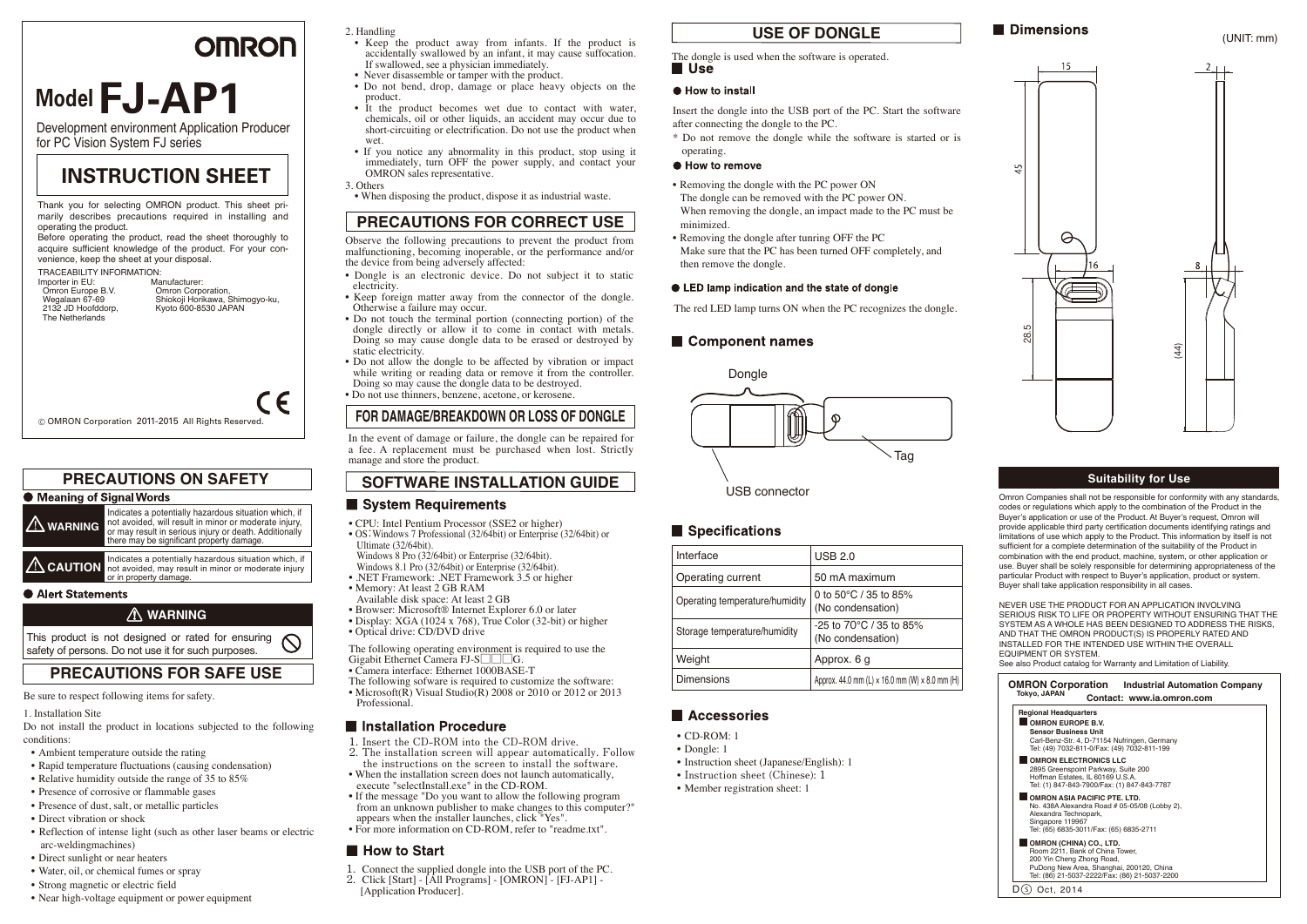OMRON

# Model FJ-AP1

Development environment Application Producer for PC Vision System FJ series

# INSTRUCTION SHEET

Thank you for selecting OMRON product. This sheet primarily describes precautions required in installing and operating the product.

Before operating the product, read the sheet thoroughly to acquire sufficient knowledge of the product. For your convenience, keep the sheet at your disposal.

TRACEABILITY INFORMATION:

| Importer in EU: | Manufacturer: |
|---|---|
| Omron Europe B.V.<br>Wegalaan 67-69<br>2132 JD Hoofddorp,<br>The Netherlands | Omron Corporation,<br>Shiokoji Horikawa, Shimogyo-ku,<br>Kyoto 600-8530 JAPAN |

CE

© OMRON Corporation 2011-2015 All Rights Reserved.

## PRECAUTIONS ON SAFETY

### ● Meaning of Signal Words

| | |
|---|---|
| ⚠ WARNING | Indicates a potentially hazardous situation which, if not avoided, will result in minor or moderate injury, or may result in serious injury or death. Additionally there may be significant property damage. |
| ⚠ CAUTION | Indicates a potentially hazardous situation which, if not avoided, may result in minor or moderate injury or in property damage. |

### ● Alert Statements

**⚠ WARNING**

This product is not designed or rated for ensuring safety of persons. Do not use it for such purposes.

## PRECAUTIONS FOR SAFE USE

Be sure to respect following items for safety.

1. Installation Site

Do not install the product in locations subjected to the following conditions:

- Ambient temperature outside the rating
- Rapid temperature fluctuations (causing condensation)
- Relative humidity outside the range of 35 to 85%
- Presence of corrosive or flammable gases
- Presence of dust, salt, or metallic particles
- Direct vibration or shock
- Reflection of intense light (such as other laser beams or electric arc-weldingmachines)
- Direct sunlight or near heaters
- Water, oil, or chemical fumes or spray
- Strong magnetic or electric field
- Near high-voltage equipment or power equipment

2. Handling

- Keep the product away from infants. If the product is accidentally swallowed by an infant, it may cause suffocation. If swallowed, see a physician immediately.
- Never disassemble or tamper with the product.
- Do not bend, drop, damage or place heavy objects on the product.
- It the product becomes wet due to contact with water, chemicals, oil or other liquids, an accident may occur due to short-circuiting or electrification. Do not use the product when wet.
- If you notice any abnormality in this product, stop using it immediately, turn OFF the power supply, and contact your OMRON sales representative.

3. Others

- When disposing the product, dispose it as industrial waste.

## PRECAUTIONS FOR CORRECT USE

Observe the following precautions to prevent the product from malfunctioning, becoming inoperable, or the performance and/or the device from being adversely affected:

- Dongle is an electronic device. Do not subject it to static electricity.
- Keep foreign matter away from the connector of the dongle. Otherwise a failure may occur.
- Do not touch the terminal portion (connecting portion) of the dongle directly or allow it to come in contact with metals. Doing so may cause dongle data to be erased or destroyed by static electricity.
- Do not allow the dongle to be affected by vibration or impact while writing or reading data or remove it from the controller. Doing so may cause the dongle data to be destroyed.
- Do not use thinners, benzene, acetone, or kerosene.

## FOR DAMAGE/BREAKDOWN OR LOSS OF DONGLE

In the event of damage or failure, the dongle can be repaired for a fee. A replacement must be purchased when lost. Strictly manage and store the product.

## SOFTWARE INSTALLATION GUIDE

### ■ System Requirements

- CPU: Intel Pentium Processor (SSE2 or higher)
- OS: Windows 7 Professional (32/64bit) or Enterprise (32/64bit) or Ultimate (32/64bit).
  Windows 8 Pro (32/64bit) or Enterprise (32/64bit).
  Windows 8.1 Pro (32/64bit) or Enterprise (32/64bit).
- .NET Framework: .NET Framework 3.5 or higher
- Memory: At least 2 GB RAM
  Available disk space: At least 2 GB
- Browser: Microsoft® Internet Explorer 6.0 or later
- Display: XGA (1024 x 768), True Color (32-bit) or higher
- Optical drive: CD/DVD drive

The following operating environment is required to use the Gigabit Ethernet Camera FJ-S□□□G.

- Camera interface: Ethernet 1000BASE-T

The following sofware is required to customize the software:

- Microsoft(R) Visual Studio(R) 2008 or 2010 or 2012 or 2013 Professional.

### ■ Installation Procedure

1. Insert the CD-ROM into the CD-ROM drive.
2. The installation screen will appear automatically. Follow the instructions on the screen to install the software.

- When the installation screen does not launch automatically, execute "selectInstall.exe" in the CD-ROM.
- If the message "Do you want to allow the following program from an unknown publisher to make changes to this computer?" appears when the installer launches, click "Yes".
- For more information on CD-ROM, refer to "readme.txt".

### ■ How to Start

1. Connect the supplied dongle into the USB port of the PC.
2. Click [Start] - [All Programs] - [OMRON] - [FJ-AP1] - [Application Producer].

## USE OF DONGLE

The dongle is used when the software is operated.

### ■ Use

#### ● How to install

Insert the dongle into the USB port of the PC. Start the software after connecting the dongle to the PC.

\* Do not remove the dongle while the software is started or is operating.

#### ● How to remove

- Removing the dongle with the PC power ON
  The dongle can be removed with the PC power ON.
  When removing the dongle, an impact made to the PC must be minimized.
- Removing the dongle after tunring OFF the PC
  Make sure that the PC has been turned OFF completely, and then remove the dongle.

#### ● LED lamp indication and the state of dongle

The red LED lamp turns ON when the PC recognizes the dongle.

### ■ Component names

Dongle

Tag

USB connector

### ■ Specifications

| | |
|---|---|
| Interface | USB 2.0 |
| Operating current | 50 mA maximum |
| Operating temperature/humidity | 0 to 50°C / 35 to 85% (No condensation) |
| Storage temperature/humidity | -25 to 70°C / 35 to 85% (No condensation) |
| Weight | Approx. 6 g |
| Dimensions | Approx. 44.0 mm (L) x 16.0 mm (W) x 8.0 mm (H) |

### ■ Accessories

- CD-ROM: 1
- Dongle: 1
- Instruction sheet (Japanese/English): 1
- Instruction sheet (Chinese): 1
- Member registration sheet: 1

### ■ Dimensions

(UNIT: mm)

15

2

45

16

8

28.5

(44)

## Suitability for Use

Omron Companies shall not be responsible for conformity with any standards, codes or regulations which apply to the combination of the Product in the Buyer's application or use of the Product. At Buyer's request, Omron will provide applicable third party certification documents identifying ratings and limitations of use which apply to the Product. This information by itself is not sufficient for a complete determination of the suitability of the Product in combination with the end product, machine, system, or other application or use. Buyer shall be solely responsible for determining appropriateness of the particular Product with respect to Buyer's application, product or system. Buyer shall take application responsibility in all cases.

NEVER USE THE PRODUCT FOR AN APPLICATION INVOLVING SERIOUS RISK TO LIFE OR PROPERTY WITHOUT ENSURING THAT THE SYSTEM AS A WHOLE HAS BEEN DESIGNED TO ADDRESS THE RISKS, AND THAT THE OMRON PRODUCT(S) IS PROPERLY RATED AND INSTALLED FOR THE INTENDED USE WITHIN THE OVERALL EQUIPMENT OR SYSTEM.

See also Product catalog for Warranty and Limitation of Liability.

**OMRON Corporation** Tokyo, JAPAN **Industrial Automation Company**
Contact: www.ia.omron.com

**Regional Headquarters**

**OMRON EUROPE B.V.**
**Sensor Business Unit**
Carl-Benz-Str. 4, D-71154 Nufringen, Germany
Tel: (49) 7032-811-0/Fax: (49) 7032-811-199

**OMRON ELECTRONICS LLC**
2895 Greenspoint Parkway, Suite 200
Hoffman Estates, IL 60169 U.S.A.
Tel: (1) 847-843-7900/Fax: (1) 847-843-7787

**OMRON ASIA PACIFIC PTE. LTD.**
No. 438A Alexandra Road # 05-05/08 (Lobby 2),
Alexandra Technopark,
Singapore 119967
Tel: (65) 6835-3011/Fax: (65) 6835-2711

**OMRON (CHINA) CO., LTD.**
Room 2211, Bank of China Tower,
200 Yin Cheng Zhong Road,
PuDong New Area, Shanghai, 200120, China
Tel: (86) 21-5037-2222/Fax: (86) 21-5037-2200

D Ⓢ Oct, 2014